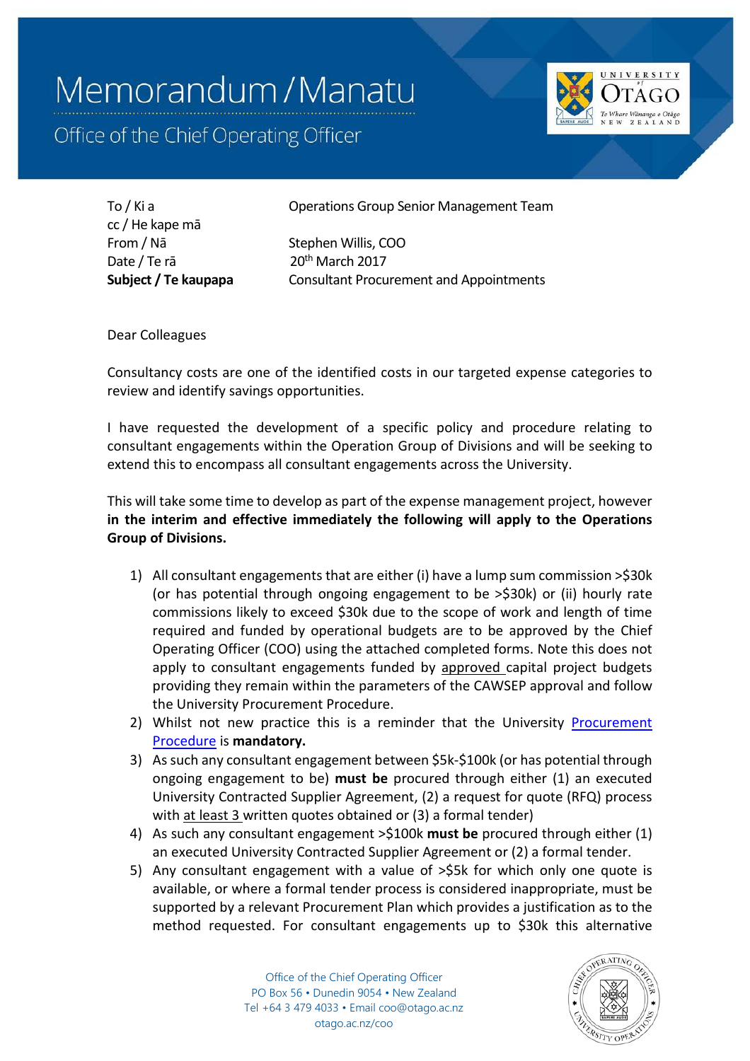# Memorandum / Manatu

## Office of the Chief Operating Officer

| | |
|---|---|
| To / Ki a | Operations Group Senior Management Team |
| cc / He kape mā | |
| From / Nā | Stephen Willis, COO |
| Date / Te rā | 20th March 2017 |
| **Subject / Te kaupapa** | Consultant Procurement and Appointments |

Dear Colleagues

Consultancy costs are one of the identified costs in our targeted expense categories to review and identify savings opportunities.

I have requested the development of a specific policy and procedure relating to consultant engagements within the Operation Group of Divisions and will be seeking to extend this to encompass all consultant engagements across the University.

This will take some time to develop as part of the expense management project, however **in the interim and effective immediately the following will apply to the Operations Group of Divisions.**

1) All consultant engagements that are either (i) have a lump sum commission >$30k (or has potential through ongoing engagement to be >$30k) or (ii) hourly rate commissions likely to exceed $30k due to the scope of work and length of time required and funded by operational budgets are to be approved by the Chief Operating Officer (COO) using the attached completed forms. Note this does not apply to consultant engagements funded by approved capital project budgets providing they remain within the parameters of the CAWSEP approval and follow the University Procurement Procedure.
2) Whilst not new practice this is a reminder that the University Procurement Procedure is **mandatory.**
3) As such any consultant engagement between $5k-$100k (or has potential through ongoing engagement to be) **must be** procured through either (1) an executed University Contracted Supplier Agreement, (2) a request for quote (RFQ) process with at least 3 written quotes obtained or (3) a formal tender)
4) As such any consultant engagement >$100k **must be** procured through either (1) an executed University Contracted Supplier Agreement or (2) a formal tender.
5) Any consultant engagement with a value of >$5k for which only one quote is available, or where a formal tender process is considered inappropriate, must be supported by a relevant Procurement Plan which provides a justification as to the method requested. For consultant engagements up to $30k this alternative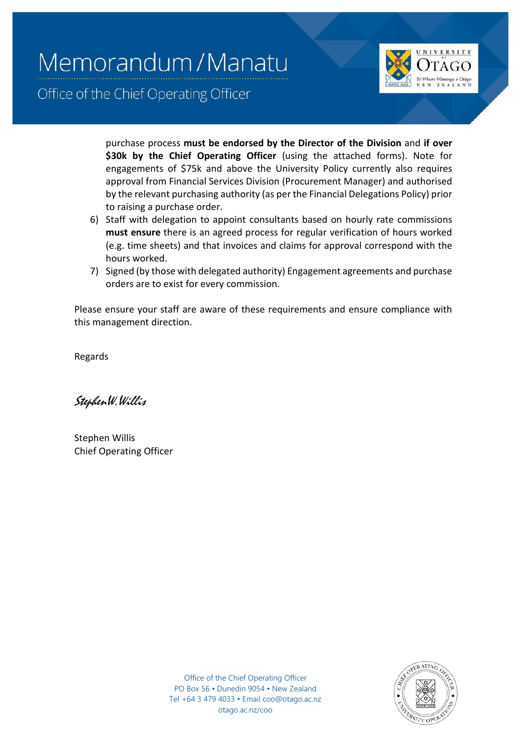purchase process **must be endorsed by the Director of the Division** and **if over $30k by the Chief Operating Officer** (using the attached forms). Note for engagements of $75k and above the University Policy currently also requires approval from Financial Services Division (Procurement Manager) and authorised by the relevant purchasing authority (as per the Financial Delegations Policy) prior to raising a purchase order.

6) Staff with delegation to appoint consultants based on hourly rate commissions **must ensure** there is an agreed process for regular verification of hours worked (e.g. time sheets) and that invoices and claims for approval correspond with the hours worked.
7) Signed (by those with delegated authority) Engagement agreements and purchase orders are to exist for every commission.

Please ensure your staff are aware of these requirements and ensure compliance with this management direction.

Regards

*Stephen W. Willis*

Stephen Willis
Chief Operating Officer